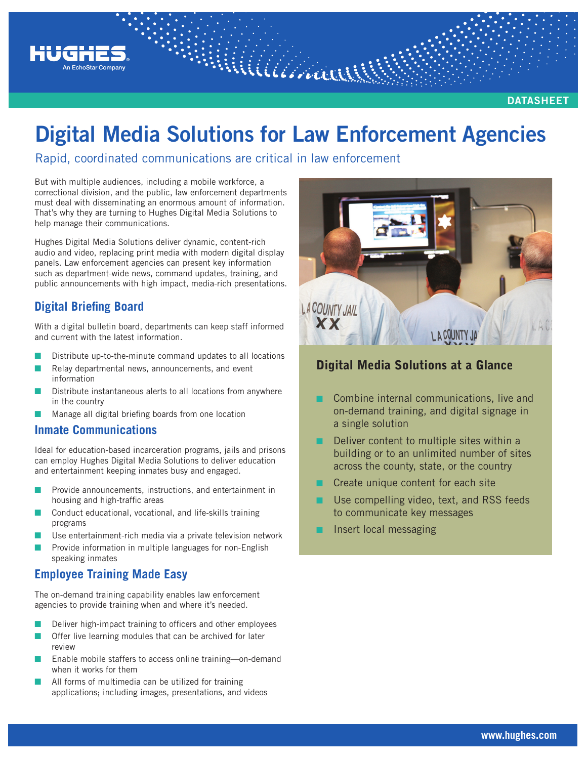# Digital Media Solutions for Law Enforcement Agencies

## Rapid, coordinated communications are critical in law enforcement

But with multiple audiences, including a mobile workforce, a correctional division, and the public, law enforcement departments must deal with disseminating an enormous amount of information. That's why they are turning to Hughes Digital Media Solutions to help manage their communications.

Hughes Digital Media Solutions deliver dynamic, content-rich audio and video, replacing print media with modern digital display panels. Law enforcement agencies can present key information such as department-wide news, command updates, training, and public announcements with high impact, media-rich presentations.

### Digital Briefing Board

With a digital bulletin board, departments can keep staff informed and current with the latest information.

- Distribute up-to-the-minute command updates to all locations
- Relay departmental news, announcements, and event information
- Distribute instantaneous alerts to all locations from anywhere in the country
- Manage all digital briefing boards from one location

### Inmate Communications

Ideal for education-based incarceration programs, jails and prisons can employ Hughes Digital Media Solutions to deliver education and entertainment keeping inmates busy and engaged.

- Provide announcements, instructions, and entertainment in housing and high-traffic areas
- Conduct educational, vocational, and life-skills training programs
- Use entertainment-rich media via a private television network
- Provide information in multiple languages for non-English speaking inmates

### Employee Training Made Easy

The on-demand training capability enables law enforcement agencies to provide training when and where it's needed.

- Deliver high-impact training to officers and other employees
- Offer live learning modules that can be archived for later review
- Enable mobile staffers to access online training—on-demand when it works for them
- All forms of multimedia can be utilized for training applications; including images, presentations, and videos

### Digital Media Solutions at a Glance

- Combine internal communications, live and on-demand training, and digital signage in a single solution
- Deliver content to multiple sites within a building or to an unlimited number of sites across the county, state, or the country
- Create unique content for each site
- Use compelling video, text, and RSS feeds to communicate key messages
- Insert local messaging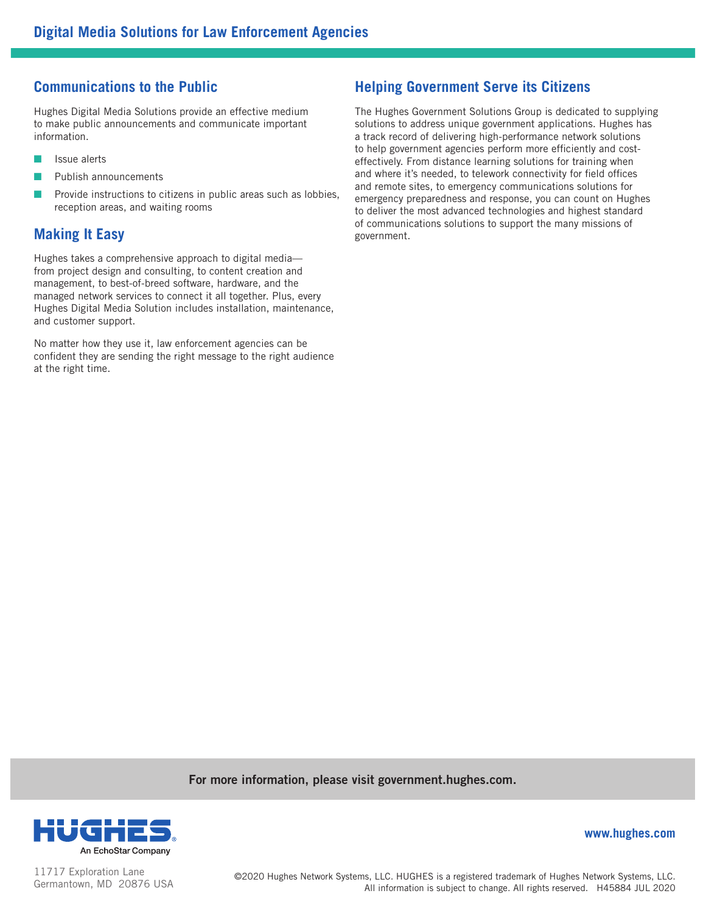## Communications to the Public

Hughes Digital Media Solutions provide an effective medium to make public announcements and communicate important information.

- Issue alerts
- Publish announcements
- Provide instructions to citizens in public areas such as lobbies, reception areas, and waiting rooms

## Making It Easy

Hughes takes a comprehensive approach to digital media—from project design and consulting, to content creation and management, to best-of-breed software, hardware, and the managed network services to connect it all together. Plus, every Hughes Digital Media Solution includes installation, maintenance, and customer support.

No matter how they use it, law enforcement agencies can be confident they are sending the right message to the right audience at the right time.

## Helping Government Serve its Citizens

The Hughes Government Solutions Group is dedicated to supplying solutions to address unique government applications. Hughes has a track record of delivering high-performance network solutions to help government agencies perform more efficiently and cost-effectively. From distance learning solutions for training when and where it's needed, to telework connectivity for field offices and remote sites, to emergency communications solutions for emergency preparedness and response, you can count on Hughes to deliver the most advanced technologies and highest standard of communications solutions to support the many missions of government.

**For more information, please visit government.hughes.com.**

HUGHES®
An EchoStar Company

11717 Exploration Lane
Germantown, MD 20876 USA

**www.hughes.com**

©2020 Hughes Network Systems, LLC. HUGHES is a registered trademark of Hughes Network Systems, LLC. All information is subject to change. All rights reserved. H45884 JUL 2020